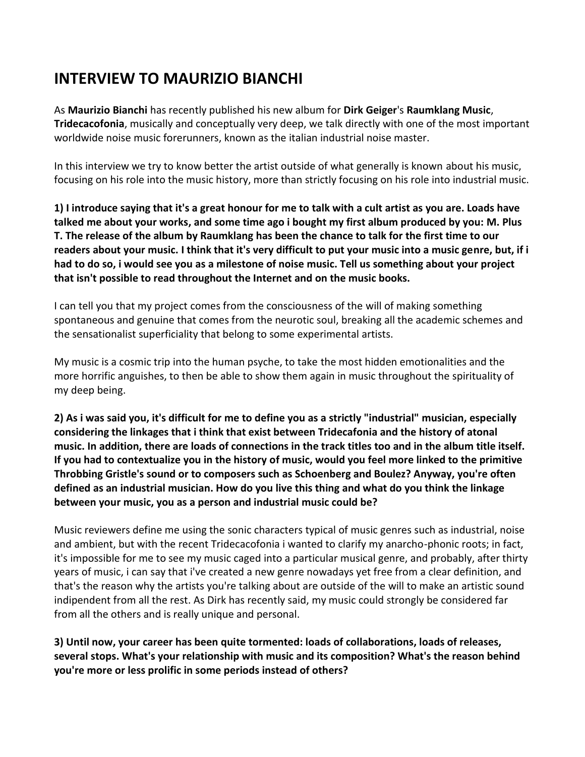# INTERVIEW TO MAURIZIO BIANCHI

As **Maurizio Bianchi** has recently published his new album for **Dirk Geiger**'s **Raumklang Music**, **Tridecacofonia**, musically and conceptually very deep, we talk directly with one of the most important worldwide noise music forerunners, known as the italian industrial noise master.

In this interview we try to know better the artist outside of what generally is known about his music, focusing on his role into the music history, more than strictly focusing on his role into industrial music.

**1) I introduce saying that it's a great honour for me to talk with a cult artist as you are. Loads have talked me about your works, and some time ago i bought my first album produced by you: M. Plus T. The release of the album by Raumklang has been the chance to talk for the first time to our readers about your music. I think that it's very difficult to put your music into a music genre, but, if i had to do so, i would see you as a milestone of noise music. Tell us something about your project that isn't possible to read throughout the Internet and on the music books.**

I can tell you that my project comes from the consciousness of the will of making something spontaneous and genuine that comes from the neurotic soul, breaking all the academic schemes and the sensationalist superficiality that belong to some experimental artists.

My music is a cosmic trip into the human psyche, to take the most hidden emotionalities and the more horrific anguishes, to then be able to show them again in music throughout the spirituality of my deep being.

**2) As i was said you, it's difficult for me to define you as a strictly "industrial" musician, especially considering the linkages that i think that exist between Tridecafonia and the history of atonal music. In addition, there are loads of connections in the track titles too and in the album title itself. If you had to contextualize you in the history of music, would you feel more linked to the primitive Throbbing Gristle's sound or to composers such as Schoenberg and Boulez? Anyway, you're often defined as an industrial musician. How do you live this thing and what do you think the linkage between your music, you as a person and industrial music could be?**

Music reviewers define me using the sonic characters typical of music genres such as industrial, noise and ambient, but with the recent Tridecacofonia i wanted to clarify my anarcho-phonic roots; in fact, it's impossible for me to see my music caged into a particular musical genre, and probably, after thirty years of music, i can say that i've created a new genre nowadays yet free from a clear definition, and that's the reason why the artists you're talking about are outside of the will to make an artistic sound indipendent from all the rest. As Dirk has recently said, my music could strongly be considered far from all the others and is really unique and personal.

**3) Until now, your career has been quite tormented: loads of collaborations, loads of releases, several stops. What's your relationship with music and its composition? What's the reason behind you're more or less prolific in some periods instead of others?**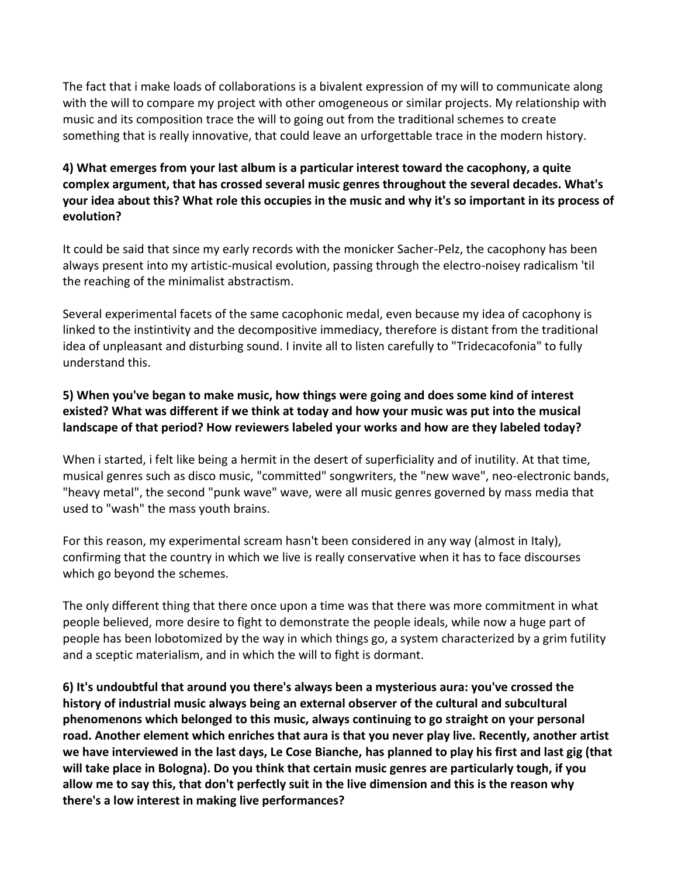The fact that i make loads of collaborations is a bivalent expression of my will to communicate along with the will to compare my project with other omogeneous or similar projects. My relationship with music and its composition trace the will to going out from the traditional schemes to create something that is really innovative, that could leave an urforgettable trace in the modern history.

**4) What emerges from your last album is a particular interest toward the cacophony, a quite complex argument, that has crossed several music genres throughout the several decades. What's your idea about this? What role this occupies in the music and why it's so important in its process of evolution?**

It could be said that since my early records with the monicker Sacher-Pelz, the cacophony has been always present into my artistic-musical evolution, passing through the electro-noisey radicalism 'til the reaching of the minimalist abstractism.

Several experimental facets of the same cacophonic medal, even because my idea of cacophony is linked to the instintivity and the decompositive immediacy, therefore is distant from the traditional idea of unpleasant and disturbing sound. I invite all to listen carefully to "Tridecacofonia" to fully understand this.

**5) When you've began to make music, how things were going and does some kind of interest existed? What was different if we think at today and how your music was put into the musical landscape of that period? How reviewers labeled your works and how are they labeled today?**

When i started, i felt like being a hermit in the desert of superficiality and of inutility. At that time, musical genres such as disco music, "committed" songwriters, the "new wave", neo-electronic bands, "heavy metal", the second "punk wave" wave, were all music genres governed by mass media that used to "wash" the mass youth brains.

For this reason, my experimental scream hasn't been considered in any way (almost in Italy), confirming that the country in which we live is really conservative when it has to face discourses which go beyond the schemes.

The only different thing that there once upon a time was that there was more commitment in what people believed, more desire to fight to demonstrate the people ideals, while now a huge part of people has been lobotomized by the way in which things go, a system characterized by a grim futility and a sceptic materialism, and in which the will to fight is dormant.

**6) It's undoubtful that around you there's always been a mysterious aura: you've crossed the history of industrial music always being an external observer of the cultural and subcultural phenomenons which belonged to this music, always continuing to go straight on your personal road. Another element which enriches that aura is that you never play live. Recently, another artist we have interviewed in the last days, Le Cose Bianche, has planned to play his first and last gig (that will take place in Bologna). Do you think that certain music genres are particularly tough, if you allow me to say this, that don't perfectly suit in the live dimension and this is the reason why there's a low interest in making live performances?**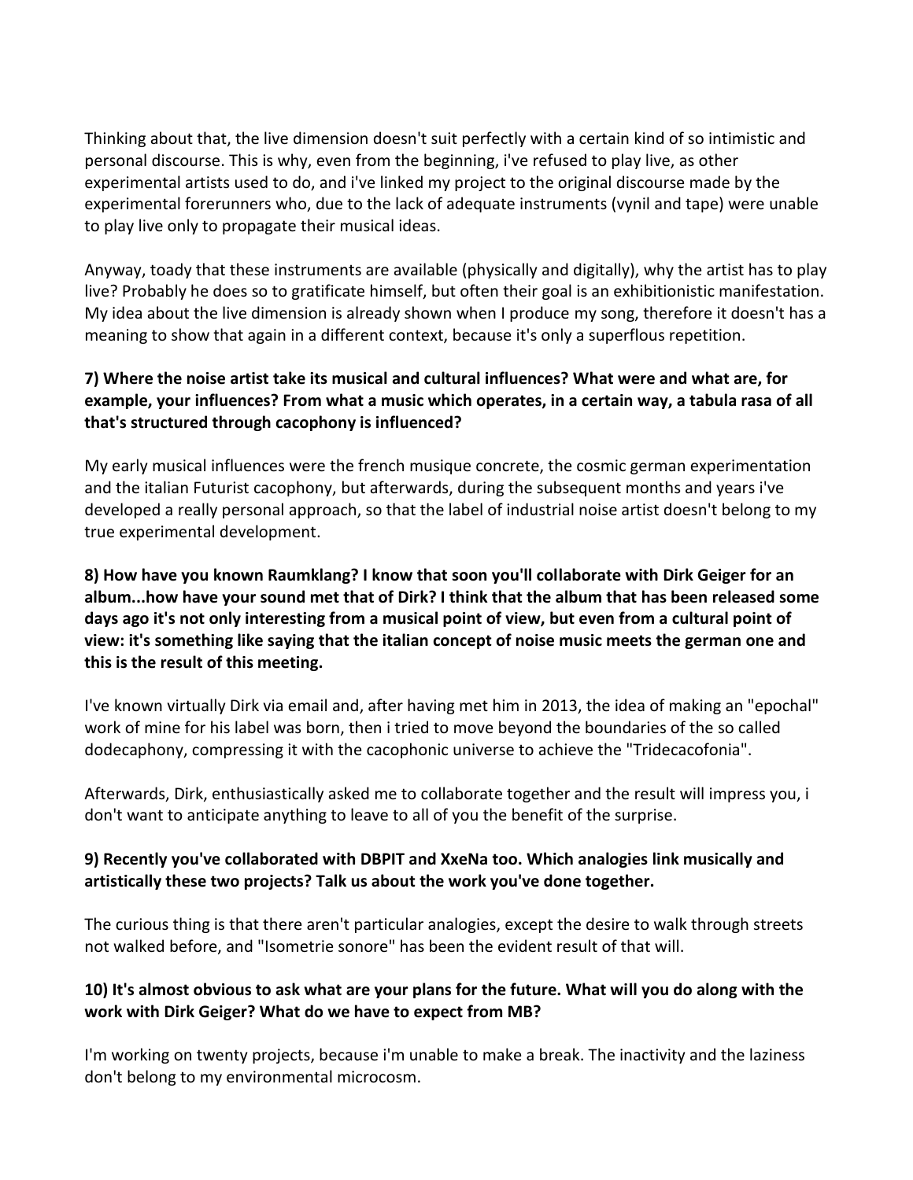Thinking about that, the live dimension doesn't suit perfectly with a certain kind of so intimistic and personal discourse. This is why, even from the beginning, i've refused to play live, as other experimental artists used to do, and i've linked my project to the original discourse made by the experimental forerunners who, due to the lack of adequate instruments (vynil and tape) were unable to play live only to propagate their musical ideas.

Anyway, toady that these instruments are available (physically and digitally), why the artist has to play live? Probably he does so to gratificate himself, but often their goal is an exhibitionistic manifestation. My idea about the live dimension is already shown when I produce my song, therefore it doesn't has a meaning to show that again in a different context, because it's only a superflous repetition.

**7) Where the noise artist take its musical and cultural influences? What were and what are, for example, your influences? From what a music which operates, in a certain way, a tabula rasa of all that's structured through cacophony is influenced?**

My early musical influences were the french musique concrete, the cosmic german experimentation and the italian Futurist cacophony, but afterwards, during the subsequent months and years i've developed a really personal approach, so that the label of industrial noise artist doesn't belong to my true experimental development.

**8) How have you known Raumklang? I know that soon you'll collaborate with Dirk Geiger for an album...how have your sound met that of Dirk? I think that the album that has been released some days ago it's not only interesting from a musical point of view, but even from a cultural point of view: it's something like saying that the italian concept of noise music meets the german one and this is the result of this meeting.**

I've known virtually Dirk via email and, after having met him in 2013, the idea of making an "epochal" work of mine for his label was born, then i tried to move beyond the boundaries of the so called dodecaphony, compressing it with the cacophonic universe to achieve the "Tridecacofonia".

Afterwards, Dirk, enthusiastically asked me to collaborate together and the result will impress you, i don't want to anticipate anything to leave to all of you the benefit of the surprise.

**9) Recently you've collaborated with DBPIT and XxeNa too. Which analogies link musically and artistically these two projects? Talk us about the work you've done together.**

The curious thing is that there aren't particular analogies, except the desire to walk through streets not walked before, and "Isometrie sonore" has been the evident result of that will.

**10) It's almost obvious to ask what are your plans for the future. What will you do along with the work with Dirk Geiger? What do we have to expect from MB?**

I'm working on twenty projects, because i'm unable to make a break. The inactivity and the laziness don't belong to my environmental microcosm.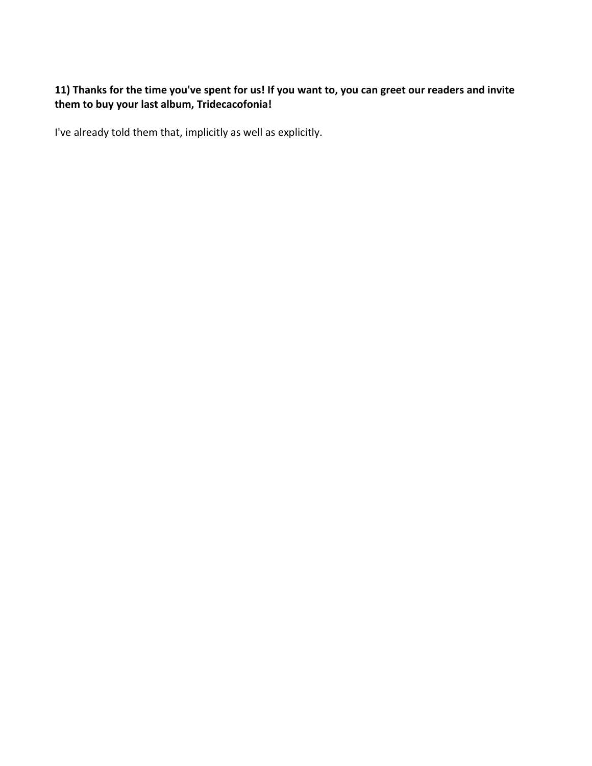**11) Thanks for the time you've spent for us! If you want to, you can greet our readers and invite them to buy your last album, Tridecacofonia!**

I've already told them that, implicitly as well as explicitly.